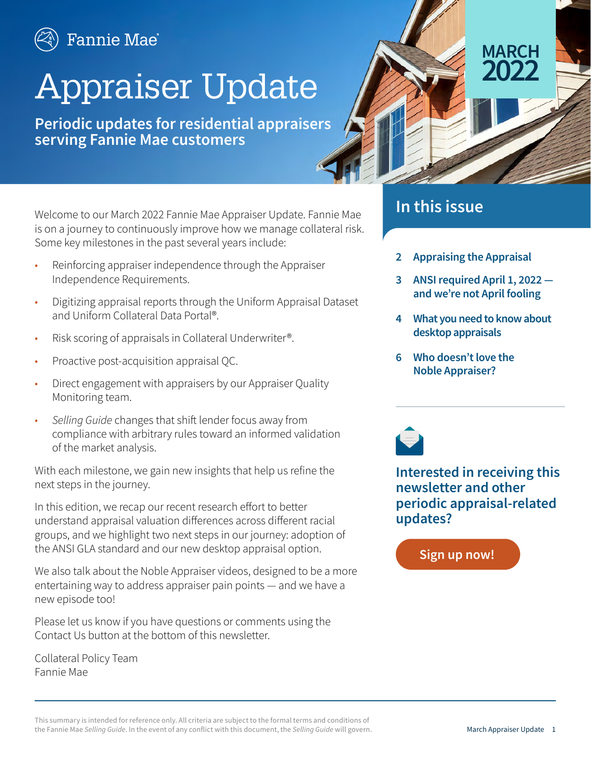Fannie Mae

# Appraiser Update

**Periodic updates for residential appraisers serving Fannie Mae customers**

**MARCH 2022**

Welcome to our March 2022 Fannie Mae Appraiser Update. Fannie Mae is on a journey to continuously improve how we manage collateral risk. Some key milestones in the past several years include:

- Reinforcing appraiser independence through the Appraiser Independence Requirements.
- Digitizing appraisal reports through the Uniform Appraisal Dataset and Uniform Collateral Data Portal®.
- Risk scoring of appraisals in Collateral Underwriter®.
- Proactive post-acquisition appraisal QC.
- Direct engagement with appraisers by our Appraiser Quality Monitoring team.
- *Selling Guide* changes that shift lender focus away from compliance with arbitrary rules toward an informed validation of the market analysis.

With each milestone, we gain new insights that help us refine the next steps in the journey.

In this edition, we recap our recent research effort to better understand appraisal valuation differences across different racial groups, and we highlight two next steps in our journey: adoption of the ANSI GLA standard and our new desktop appraisal option.

We also talk about the Noble Appraiser videos, designed to be a more entertaining way to address appraiser pain points — and we have a new episode too!

Please let us know if you have questions or comments using the Contact Us button at the bottom of this newsletter.

Collateral Policy Team
Fannie Mae

## In this issue

- 2 **Appraising the Appraisal**
- 3 **ANSI required April 1, 2022 — and we're not April fooling**
- 4 **What you need to know about desktop appraisals**
- 6 **Who doesn't love the Noble Appraiser?**

**Interested in receiving this newsletter and other periodic appraisal-related updates?**

**Sign up now!**

This summary is intended for reference only. All criteria are subject to the formal terms and conditions of the Fannie Mae *Selling Guide*. In the event of any conflict with this document, the *Selling Guide* will govern.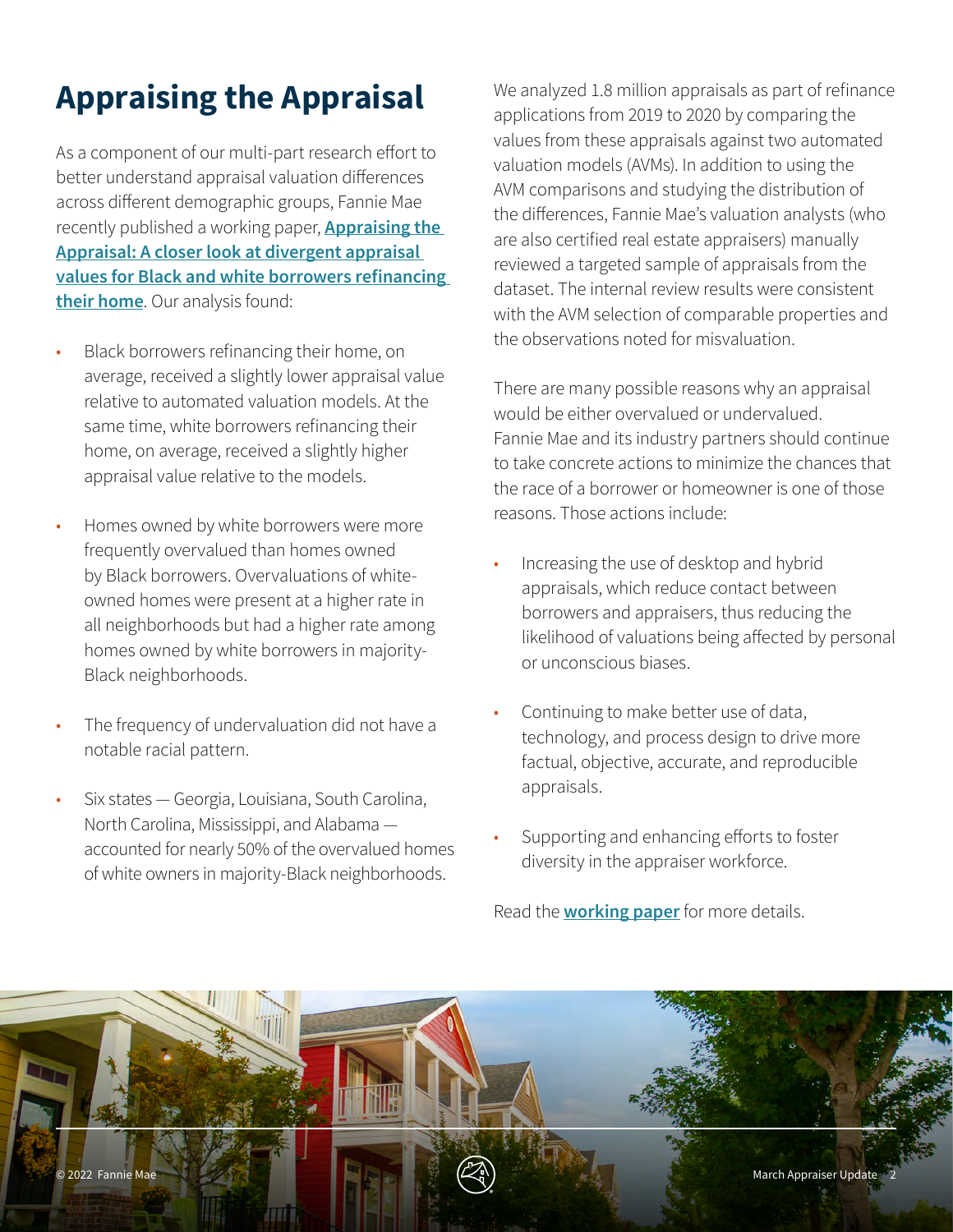# Appraising the Appraisal

As a component of our multi-part research effort to better understand appraisal valuation differences across different demographic groups, Fannie Mae recently published a working paper, **Appraising the Appraisal: A closer look at divergent appraisal values for Black and white borrowers refinancing their home**. Our analysis found:

- Black borrowers refinancing their home, on average, received a slightly lower appraisal value relative to automated valuation models. At the same time, white borrowers refinancing their home, on average, received a slightly higher appraisal value relative to the models.
- Homes owned by white borrowers were more frequently overvalued than homes owned by Black borrowers. Overvaluations of white-owned homes were present at a higher rate in all neighborhoods but had a higher rate among homes owned by white borrowers in majority-Black neighborhoods.
- The frequency of undervaluation did not have a notable racial pattern.
- Six states — Georgia, Louisiana, South Carolina, North Carolina, Mississippi, and Alabama — accounted for nearly 50% of the overvalued homes of white owners in majority-Black neighborhoods.

We analyzed 1.8 million appraisals as part of refinance applications from 2019 to 2020 by comparing the values from these appraisals against two automated valuation models (AVMs). In addition to using the AVM comparisons and studying the distribution of the differences, Fannie Mae's valuation analysts (who are also certified real estate appraisers) manually reviewed a targeted sample of appraisals from the dataset. The internal review results were consistent with the AVM selection of comparable properties and the observations noted for misvaluation.

There are many possible reasons why an appraisal would be either overvalued or undervalued. Fannie Mae and its industry partners should continue to take concrete actions to minimize the chances that the race of a borrower or homeowner is one of those reasons. Those actions include:

- Increasing the use of desktop and hybrid appraisals, which reduce contact between borrowers and appraisers, thus reducing the likelihood of valuations being affected by personal or unconscious biases.
- Continuing to make better use of data, technology, and process design to drive more factual, objective, accurate, and reproducible appraisals.
- Supporting and enhancing efforts to foster diversity in the appraiser workforce.

Read the **working paper** for more details.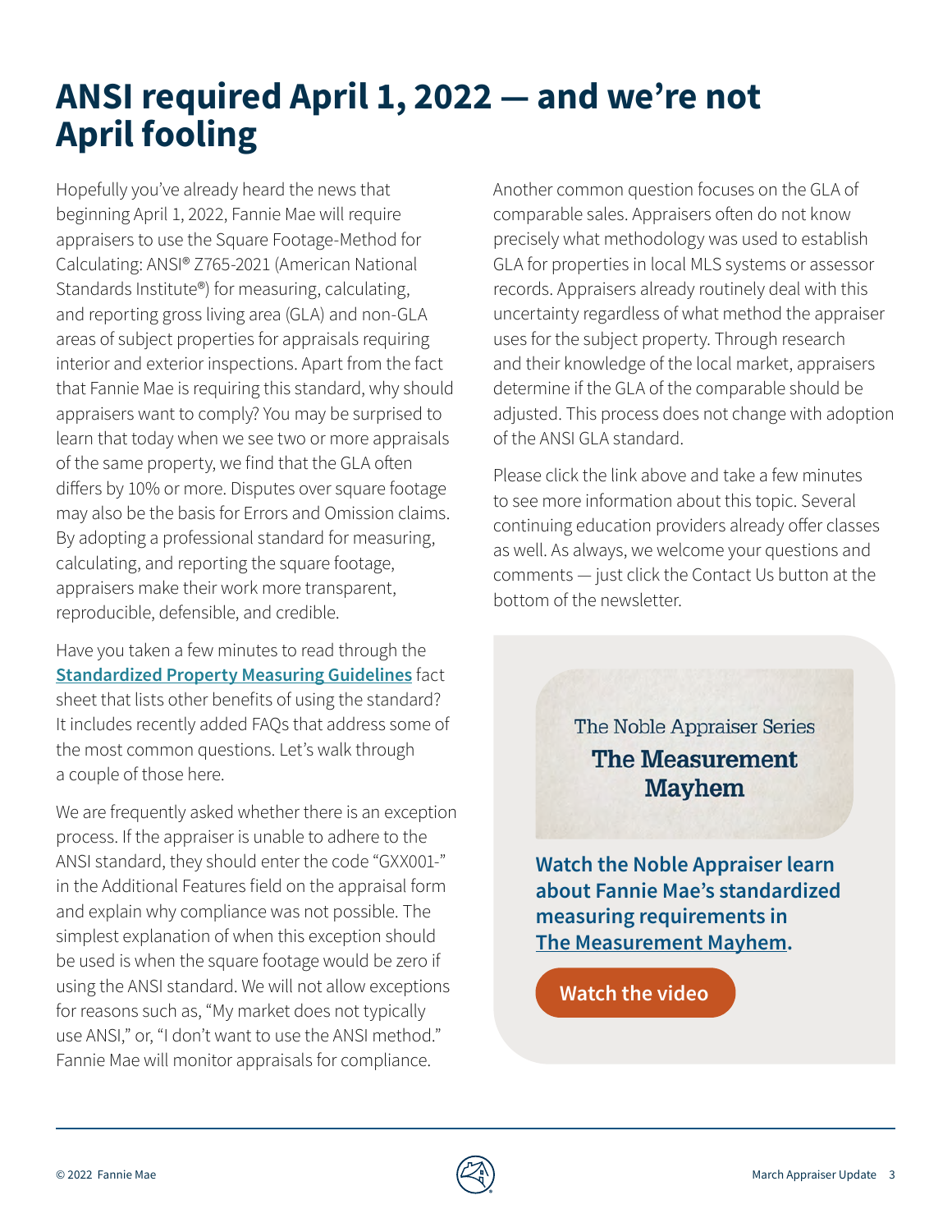# ANSI required April 1, 2022 — and we're not April fooling

Hopefully you've already heard the news that beginning April 1, 2022, Fannie Mae will require appraisers to use the Square Footage-Method for Calculating: ANSI® Z765-2021 (American National Standards Institute®) for measuring, calculating, and reporting gross living area (GLA) and non-GLA areas of subject properties for appraisals requiring interior and exterior inspections. Apart from the fact that Fannie Mae is requiring this standard, why should appraisers want to comply? You may be surprised to learn that today when we see two or more appraisals of the same property, we find that the GLA often differs by 10% or more. Disputes over square footage may also be the basis for Errors and Omission claims. By adopting a professional standard for measuring, calculating, and reporting the square footage, appraisers make their work more transparent, reproducible, defensible, and credible.

Have you taken a few minutes to read through the **Standardized Property Measuring Guidelines** fact sheet that lists other benefits of using the standard? It includes recently added FAQs that address some of the most common questions. Let's walk through a couple of those here.

We are frequently asked whether there is an exception process. If the appraiser is unable to adhere to the ANSI standard, they should enter the code "GXX001-" in the Additional Features field on the appraisal form and explain why compliance was not possible. The simplest explanation of when this exception should be used is when the square footage would be zero if using the ANSI standard. We will not allow exceptions for reasons such as, "My market does not typically use ANSI," or, "I don't want to use the ANSI method." Fannie Mae will monitor appraisals for compliance.

Another common question focuses on the GLA of comparable sales. Appraisers often do not know precisely what methodology was used to establish GLA for properties in local MLS systems or assessor records. Appraisers already routinely deal with this uncertainty regardless of what method the appraiser uses for the subject property. Through research and their knowledge of the local market, appraisers determine if the GLA of the comparable should be adjusted. This process does not change with adoption of the ANSI GLA standard.

Please click the link above and take a few minutes to see more information about this topic. Several continuing education providers already offer classes as well. As always, we welcome your questions and comments — just click the Contact Us button at the bottom of the newsletter.

The Noble Appraiser Series

**The Measurement Mayhem**

**Watch the Noble Appraiser learn about Fannie Mae's standardized measuring requirements in The Measurement Mayhem.**

**Watch the video**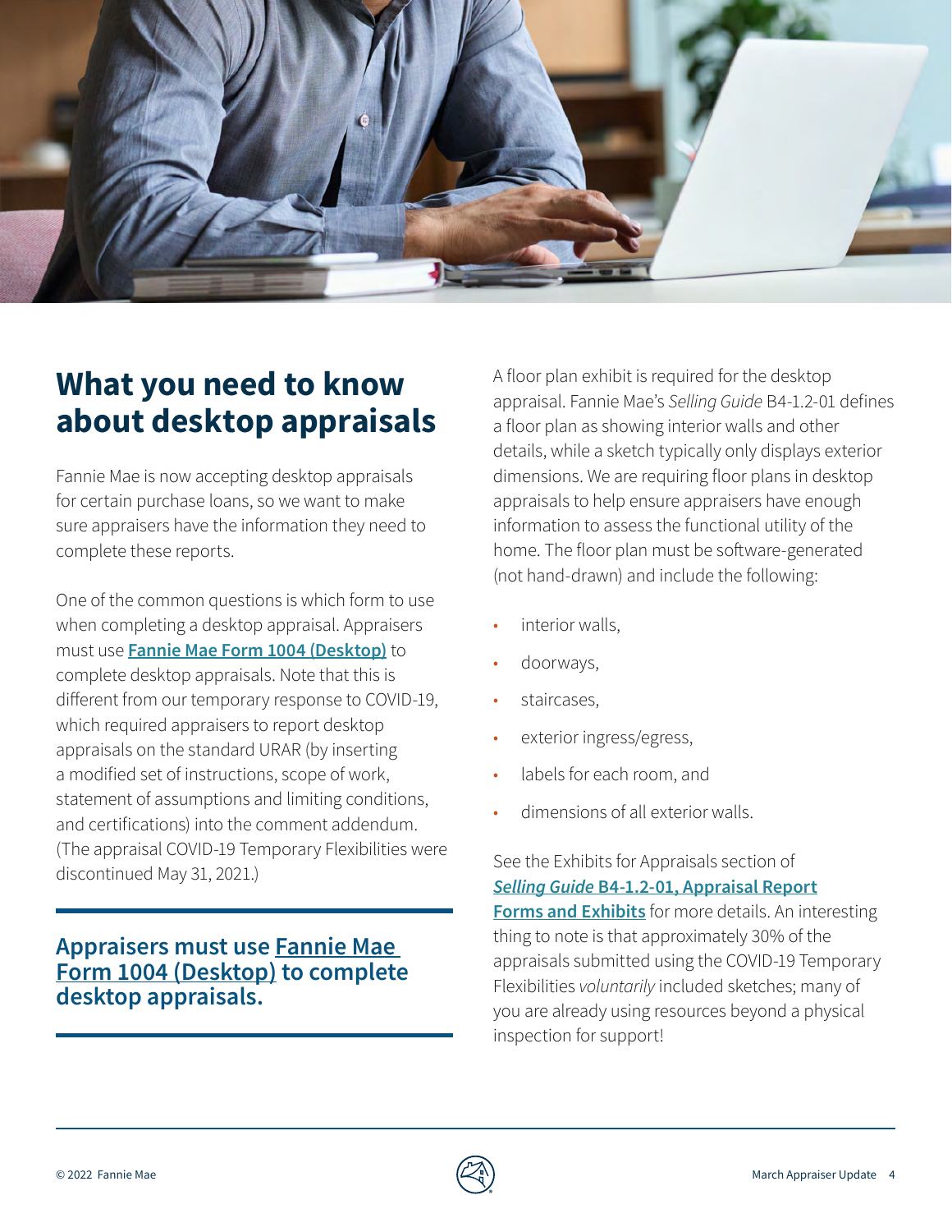# What you need to know about desktop appraisals

Fannie Mae is now accepting desktop appraisals for certain purchase loans, so we want to make sure appraisers have the information they need to complete these reports.

One of the common questions is which form to use when completing a desktop appraisal. Appraisers must use **Fannie Mae Form 1004 (Desktop)** to complete desktop appraisals. Note that this is different from our temporary response to COVID-19, which required appraisers to report desktop appraisals on the standard URAR (by inserting a modified set of instructions, scope of work, statement of assumptions and limiting conditions, and certifications) into the comment addendum. (The appraisal COVID-19 Temporary Flexibilities were discontinued May 31, 2021.)

**Appraisers must use Fannie Mae Form 1004 (Desktop) to complete desktop appraisals.**

A floor plan exhibit is required for the desktop appraisal. Fannie Mae's *Selling Guide* B4-1.2-01 defines a floor plan as showing interior walls and other details, while a sketch typically only displays exterior dimensions. We are requiring floor plans in desktop appraisals to help ensure appraisers have enough information to assess the functional utility of the home. The floor plan must be software-generated (not hand-drawn) and include the following:

- interior walls,
- doorways,
- staircases,
- exterior ingress/egress,
- labels for each room, and
- dimensions of all exterior walls.

See the Exhibits for Appraisals section of ***Selling Guide* B4-1.2-01, Appraisal Report Forms and Exhibits** for more details. An interesting thing to note is that approximately 30% of the appraisals submitted using the COVID-19 Temporary Flexibilities *voluntarily* included sketches; many of you are already using resources beyond a physical inspection for support!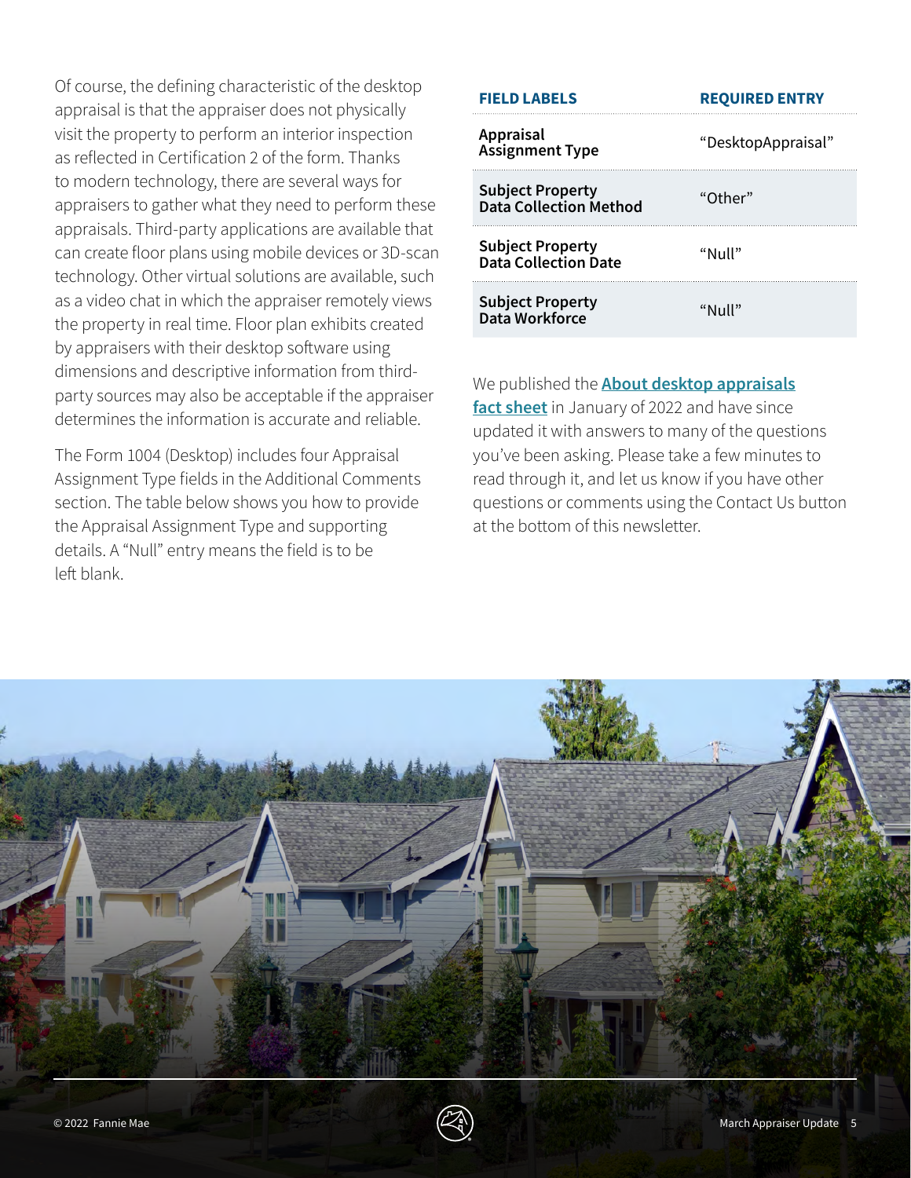Of course, the defining characteristic of the desktop appraisal is that the appraiser does not physically visit the property to perform an interior inspection as reflected in Certification 2 of the form. Thanks to modern technology, there are several ways for appraisers to gather what they need to perform these appraisals. Third-party applications are available that can create floor plans using mobile devices or 3D-scan technology. Other virtual solutions are available, such as a video chat in which the appraiser remotely views the property in real time. Floor plan exhibits created by appraisers with their desktop software using dimensions and descriptive information from third-party sources may also be acceptable if the appraiser determines the information is accurate and reliable.

The Form 1004 (Desktop) includes four Appraisal Assignment Type fields in the Additional Comments section. The table below shows you how to provide the Appraisal Assignment Type and supporting details. A "Null" entry means the field is to be left blank.

| FIELD LABELS | REQUIRED ENTRY |
|---|---|
| **Appraisal Assignment Type** | "DesktopAppraisal" |
| **Subject Property Data Collection Method** | "Other" |
| **Subject Property Data Collection Date** | "Null" |
| **Subject Property Data Workforce** | "Null" |

We published the **About desktop appraisals fact sheet** in January of 2022 and have since updated it with answers to many of the questions you've been asking. Please take a few minutes to read through it, and let us know if you have other questions or comments using the Contact Us button at the bottom of this newsletter.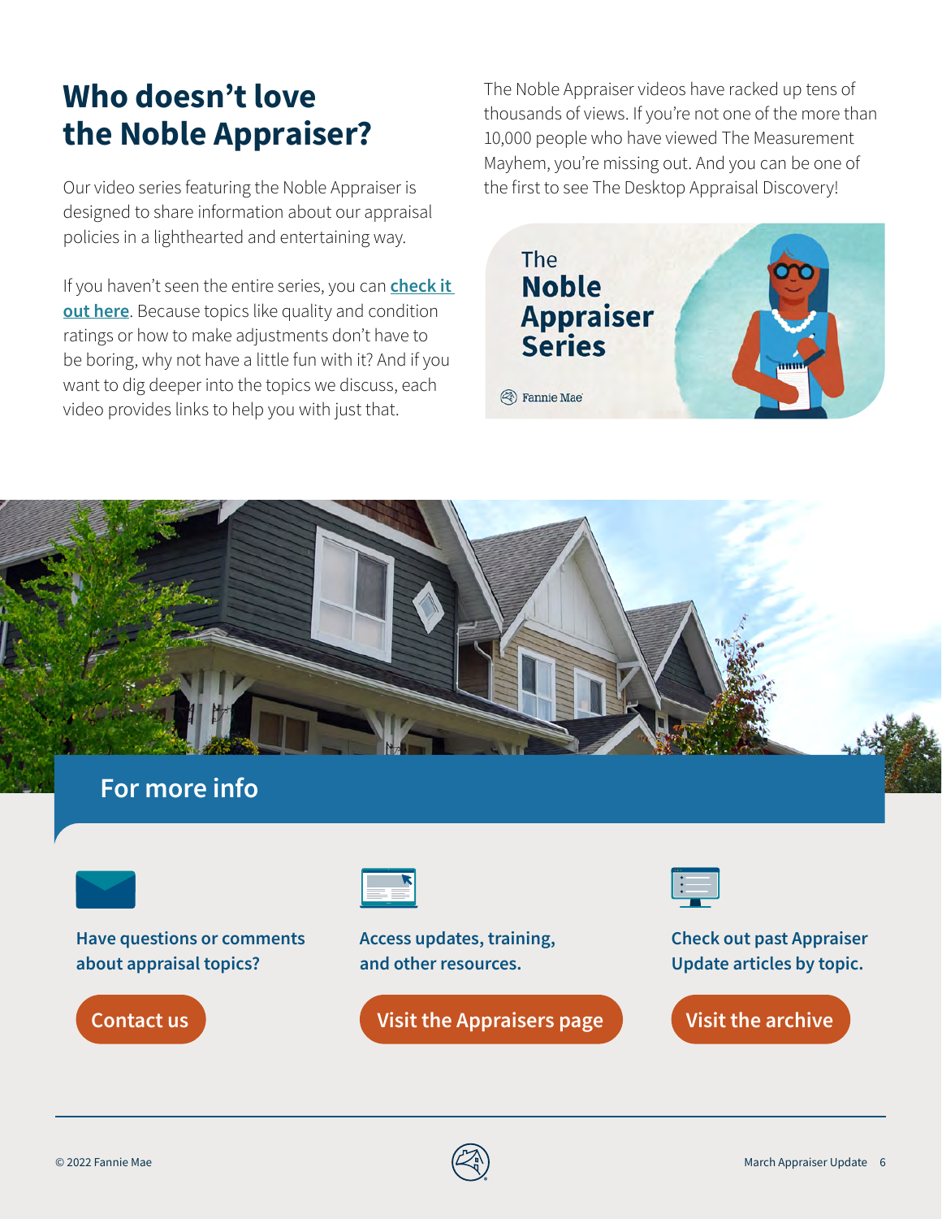## Who doesn't love the Noble Appraiser?

Our video series featuring the Noble Appraiser is designed to share information about our appraisal policies in a lighthearted and entertaining way.

If you haven't seen the entire series, you can **check it out here**. Because topics like quality and condition ratings or how to make adjustments don't have to be boring, why not have a little fun with it? And if you want to dig deeper into the topics we discuss, each video provides links to help you with just that.

The Noble Appraiser videos have racked up tens of thousands of views. If you're not one of the more than 10,000 people who have viewed The Measurement Mayhem, you're missing out. And you can be one of the first to see The Desktop Appraisal Discovery!

The **Noble Appraiser Series**

Fannie Mae

## For more info

**Have questions or comments about appraisal topics?**

Contact us

**Access updates, training, and other resources.**

Visit the Appraisers page

**Check out past Appraiser Update articles by topic.**

Visit the archive

© 2022 Fannie Mae